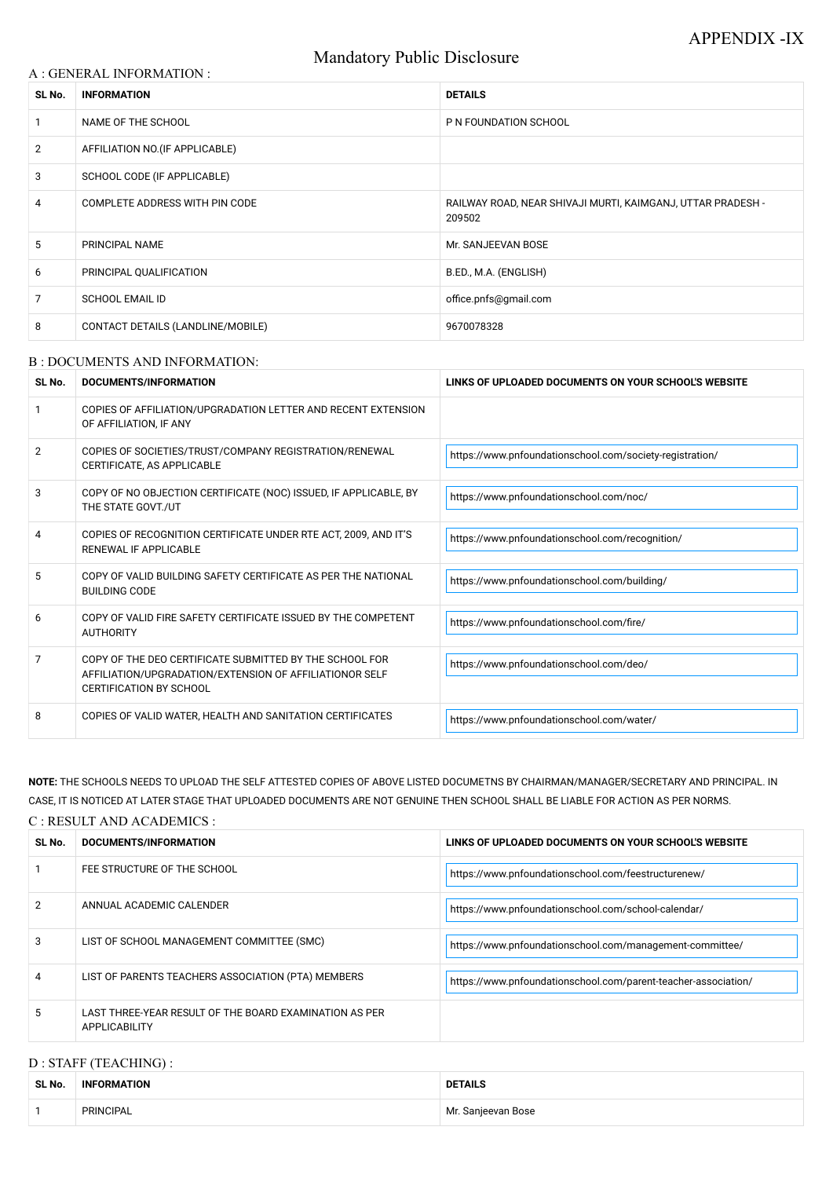APPENDIX -IX

# Mandatory Public Disclosure

## A : GENERAL INFORMATION :

| SL No. | INFORMATION | DETAILS |
|---|---|---|
| 1 | NAME OF THE SCHOOL | P N FOUNDATION SCHOOL |
| 2 | AFFILIATION NO.(IF APPLICABLE) | |
| 3 | SCHOOL CODE (IF APPLICABLE) | |
| 4 | COMPLETE ADDRESS WITH PIN CODE | RAILWAY ROAD, NEAR SHIVAJI MURTI, KAIMGANJ, UTTAR PRADESH - 209502 |
| 5 | PRINCIPAL NAME | Mr. SANJEEVAN BOSE |
| 6 | PRINCIPAL QUALIFICATION | B.ED., M.A. (ENGLISH) |
| 7 | SCHOOL EMAIL ID | office.pnfs@gmail.com |
| 8 | CONTACT DETAILS (LANDLINE/MOBILE) | 9670078328 |

## B : DOCUMENTS AND INFORMATION:

| SL No. | DOCUMENTS/INFORMATION | LINKS OF UPLOADED DOCUMENTS ON YOUR SCHOOL'S WEBSITE |
|---|---|---|
| 1 | COPIES OF AFFILIATION/UPGRADATION LETTER AND RECENT EXTENSION OF AFFILIATION, IF ANY | |
| 2 | COPIES OF SOCIETIES/TRUST/COMPANY REGISTRATION/RENEWAL CERTIFICATE, AS APPLICABLE | https://www.pnfoundationschool.com/society-registration/ |
| 3 | COPY OF NO OBJECTION CERTIFICATE (NOC) ISSUED, IF APPLICABLE, BY THE STATE GOVT./UT | https://www.pnfoundationschool.com/noc/ |
| 4 | COPIES OF RECOGNITION CERTIFICATE UNDER RTE ACT, 2009, AND IT'S RENEWAL IF APPLICABLE | https://www.pnfoundationschool.com/recognition/ |
| 5 | COPY OF VALID BUILDING SAFETY CERTIFICATE AS PER THE NATIONAL BUILDING CODE | https://www.pnfoundationschool.com/building/ |
| 6 | COPY OF VALID FIRE SAFETY CERTIFICATE ISSUED BY THE COMPETENT AUTHORITY | https://www.pnfoundationschool.com/fire/ |
| 7 | COPY OF THE DEO CERTIFICATE SUBMITTED BY THE SCHOOL FOR AFFILIATION/UPGRADATION/EXTENSION OF AFFILIATIONOR SELF CERTIFICATION BY SCHOOL | https://www.pnfoundationschool.com/deo/ |
| 8 | COPIES OF VALID WATER, HEALTH AND SANITATION CERTIFICATES | https://www.pnfoundationschool.com/water/ |

**NOTE:** THE SCHOOLS NEEDS TO UPLOAD THE SELF ATTESTED COPIES OF ABOVE LISTED DOCUMETNS BY CHAIRMAN/MANAGER/SECRETARY AND PRINCIPAL. IN CASE, IT IS NOTICED AT LATER STAGE THAT UPLOADED DOCUMENTS ARE NOT GENUINE THEN SCHOOL SHALL BE LIABLE FOR ACTION AS PER NORMS.

## C : RESULT AND ACADEMICS :

| SL No. | DOCUMENTS/INFORMATION | LINKS OF UPLOADED DOCUMENTS ON YOUR SCHOOL'S WEBSITE |
|---|---|---|
| 1 | FEE STRUCTURE OF THE SCHOOL | https://www.pnfoundationschool.com/feestructurenew/ |
| 2 | ANNUAL ACADEMIC CALENDER | https://www.pnfoundationschool.com/school-calendar/ |
| 3 | LIST OF SCHOOL MANAGEMENT COMMITTEE (SMC) | https://www.pnfoundationschool.com/management-committee/ |
| 4 | LIST OF PARENTS TEACHERS ASSOCIATION (PTA) MEMBERS | https://www.pnfoundationschool.com/parent-teacher-association/ |
| 5 | LAST THREE-YEAR RESULT OF THE BOARD EXAMINATION AS PER APPLICABILITY | |

## D : STAFF (TEACHING) :

| SL No. | INFORMATION | DETAILS |
|---|---|---|
| 1 | PRINCIPAL | Mr. Sanjeevan Bose |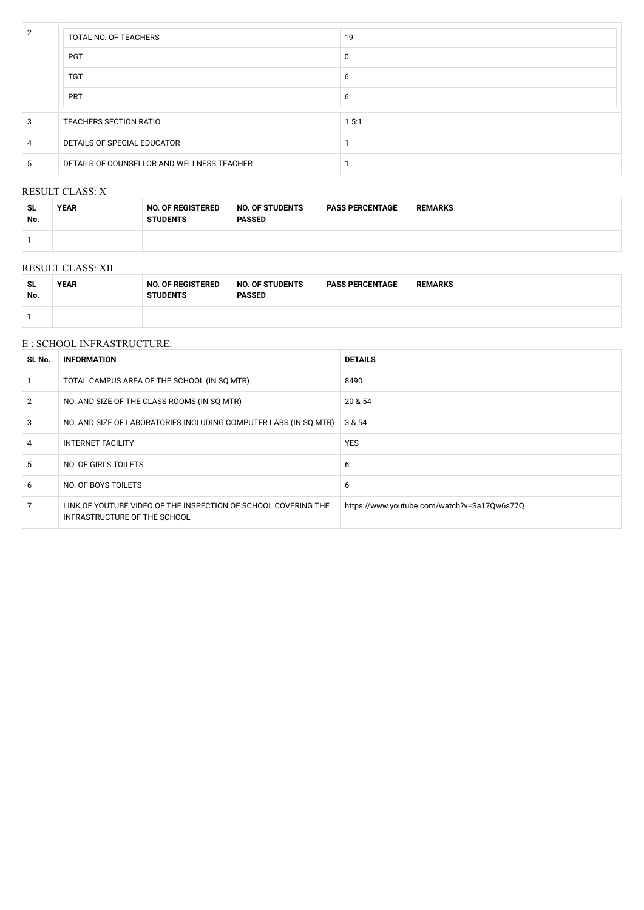| | | |
|---|---|---|
| 2 | TOTAL NO. OF TEACHERS | 19 |
| | PGT | 0 |
| | TGT | 6 |
| | PRT | 6 |
| 3 | TEACHERS SECTION RATIO | 1.5:1 |
| 4 | DETAILS OF SPECIAL EDUCATOR | 1 |
| 5 | DETAILS OF COUNSELLOR AND WELLNESS TEACHER | 1 |

## RESULT CLASS: X

| SL No. | YEAR | NO. OF REGISTERED STUDENTS | NO. OF STUDENTS PASSED | PASS PERCENTAGE | REMARKS |
|---|---|---|---|---|---|
| 1 | | | | | |

## RESULT CLASS: XII

| SL No. | YEAR | NO. OF REGISTERED STUDENTS | NO. OF STUDENTS PASSED | PASS PERCENTAGE | REMARKS |
|---|---|---|---|---|---|
| 1 | | | | | |

## E : SCHOOL INFRASTRUCTURE:

| SL No. | INFORMATION | DETAILS |
|---|---|---|
| 1 | TOTAL CAMPUS AREA OF THE SCHOOL (IN SQ MTR) | 8490 |
| 2 | NO. AND SIZE OF THE CLASS ROOMS (IN SQ MTR) | 20 & 54 |
| 3 | NO. AND SIZE OF LABORATORIES INCLUDING COMPUTER LABS (IN SQ MTR) | 3 & 54 |
| 4 | INTERNET FACILITY | YES |
| 5 | NO. OF GIRLS TOILETS | 6 |
| 6 | NO. OF BOYS TOILETS | 6 |
| 7 | LINK OF YOUTUBE VIDEO OF THE INSPECTION OF SCHOOL COVERING THE INFRASTRUCTURE OF THE SCHOOL | https://www.youtube.com/watch?v=Sa17Qw6s77Q |